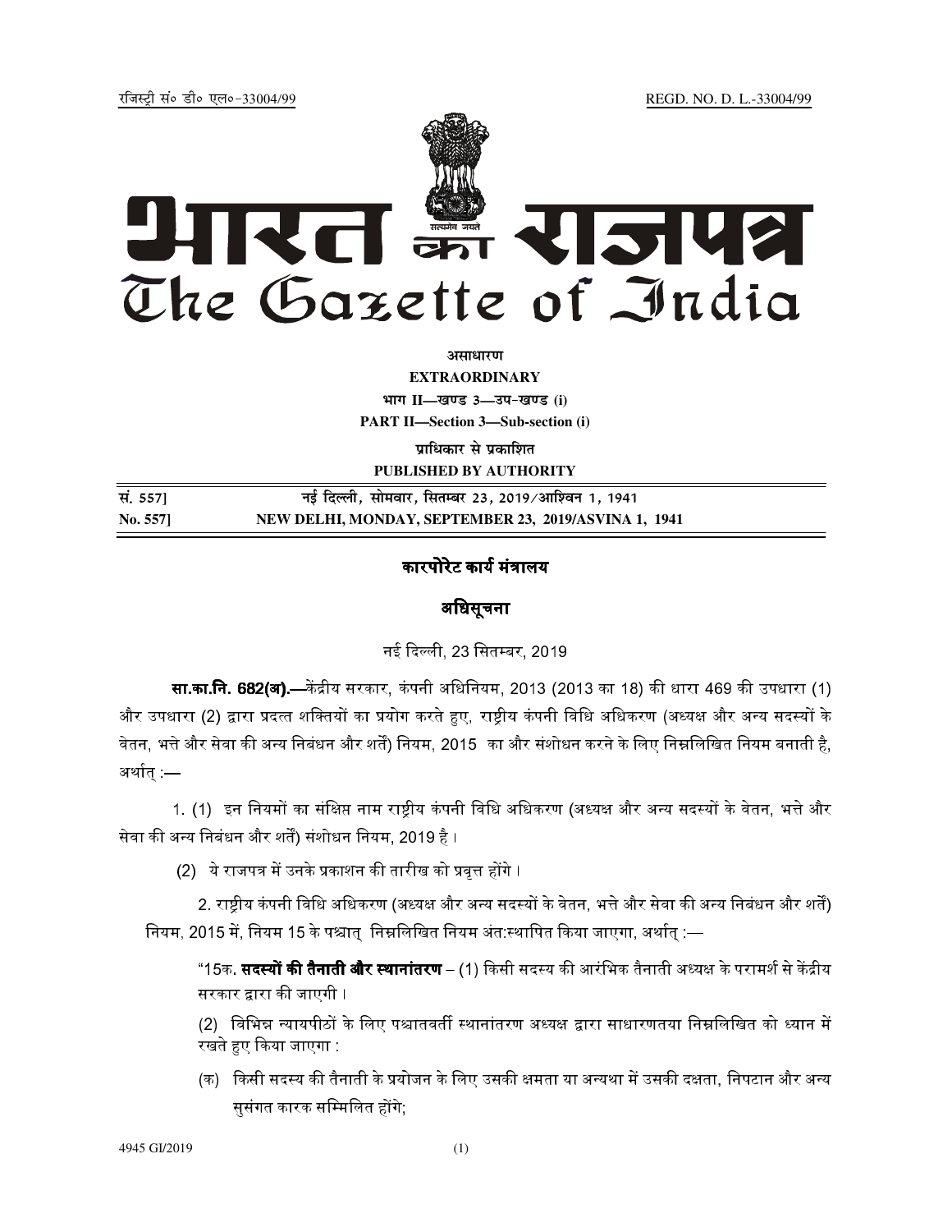रजिस्ट्री सं० डी० एल०-33004/99 REGD. NO. D. L.-33004/99

# भारत का राजपत्र
# The Gazette of India

**असाधारण**
**EXTRAORDINARY**
**भाग II—खण्ड 3—उप-खण्ड (i)**
**PART II—Section 3—Sub-section (i)**
**प्राधिकार से प्रकाशित**
**PUBLISHED BY AUTHORITY**

| सं. 557] | नई दिल्ली, सोमवार, सितम्बर 23, 2019/आश्विन 1, 1941 |
|---|---|
| **No. 557]** | **NEW DELHI, MONDAY, SEPTEMBER 23, 2019/ASVINA 1, 1941** |

## कारपोरेट कार्य मंत्रालय

## अधिसूचना

नई दिल्ली, 23 सितम्बर, 2019

**सा.का.नि. 682(अ).**—केंद्रीय सरकार, कंपनी अधिनियम, 2013 (2013 का 18) की धारा 469 की उपधारा (1) और उपधारा (2) द्वारा प्रदत्त शक्तियों का प्रयोग करते हुए, राष्ट्रीय कंपनी विधि अधिकरण (अध्यक्ष और अन्य सदस्यों के वेतन, भत्ते और सेवा की अन्य निबंधन और शर्तें) नियम, 2015 का और संशोधन करने के लिए निम्नलिखित नियम बनाती है, अर्थात् :—

1. (1) इन नियमों का संक्षिप्त नाम राष्ट्रीय कंपनी विधि अधिकरण (अध्यक्ष और अन्य सदस्यों के वेतन, भत्ते और सेवा की अन्य निबंधन और शर्तें) संशोधन नियम, 2019 है ।

(2) ये राजपत्र में उनके प्रकाशन की तारीख को प्रवृत्त होंगे ।

2. राष्ट्रीय कंपनी विधि अधिकरण (अध्यक्ष और अन्य सदस्यों के वेतन, भत्ते और सेवा की अन्य निबंधन और शर्तें) नियम, 2015 में, नियम 15 के पश्चात् निम्नलिखित नियम अंत:स्थापित किया जाएगा, अर्थात् :—

"15क. **सदस्यों की तैनाती और स्थानांतरण** – (1) किसी सदस्य की आरंभिक तैनाती अध्यक्ष के परामर्श से केंद्रीय सरकार द्वारा की जाएगी ।

(2) विभिन्न न्यायपीठों के लिए पश्चातवर्ती स्थानांतरण अध्यक्ष द्वारा साधारणतया निम्नलिखित को ध्यान में रखते हुए किया जाएगा :

(क) किसी सदस्य की तैनाती के प्रयोजन के लिए उसकी क्षमता या अन्यथा में उसकी दक्षता, निपटान और अन्य सुसंगत कारक सम्मिलित होंगे;

4945 GI/2019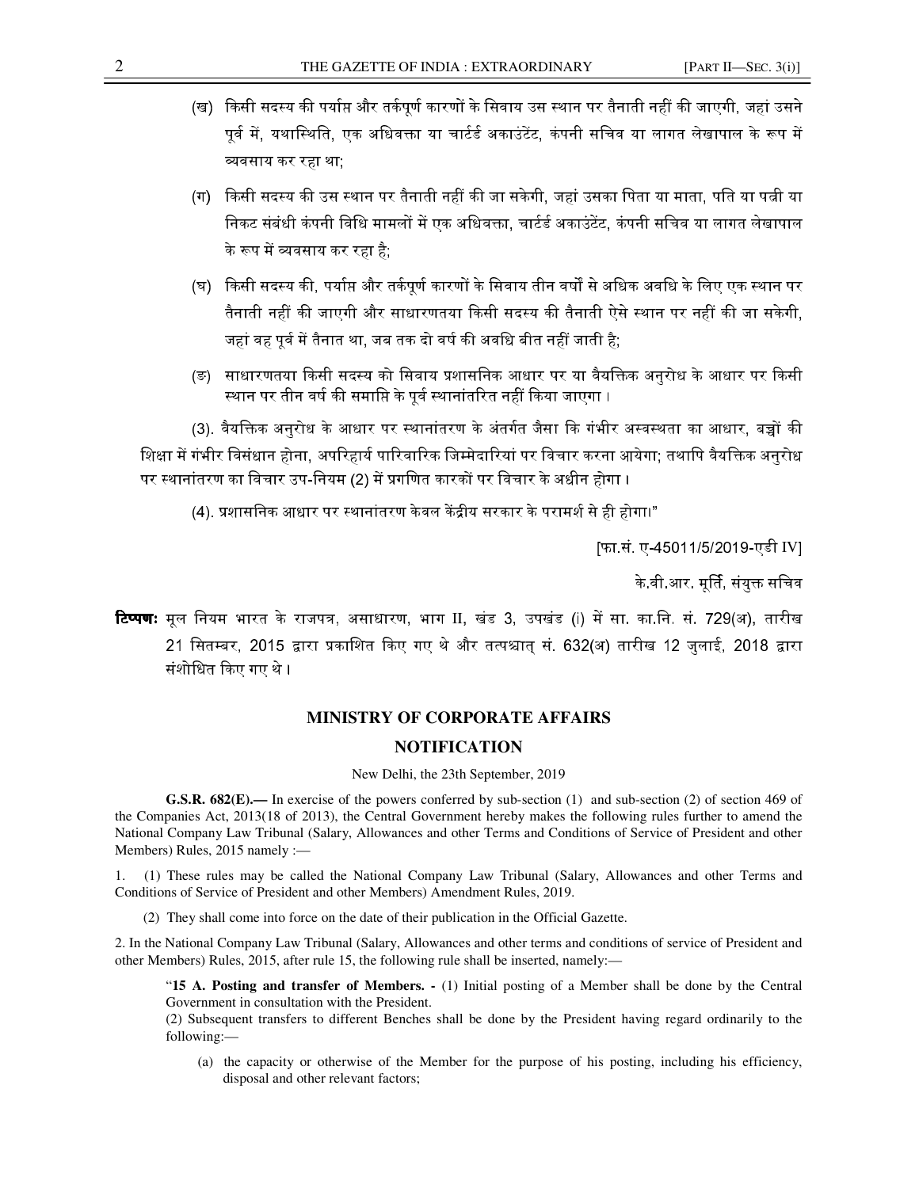(ख) किसी सदस्य की पर्याप्त और तर्कपूर्ण कारणों के सिवाय उस स्थान पर तैनाती नहीं की जाएगी, जहां उसने पूर्व में, यथास्थिति, एक अधिवक्ता या चार्टर्ड अकाउंटेंट, कंपनी सचिव या लागत लेखापाल के रूप में व्यवसाय कर रहा था;

(ग) किसी सदस्य की उस स्थान पर तैनाती नहीं की जा सकेगी, जहां उसका पिता या माता, पति या पत्नी या निकट संबंधी कंपनी विधि मामलों में एक अधिवक्ता, चार्टर्ड अकाउंटेंट, कंपनी सचिव या लागत लेखापाल के रूप में व्यवसाय कर रहा है;

(घ) किसी सदस्य की, पर्याप्त और तर्कपूर्ण कारणों के सिवाय तीन वर्षों से अधिक अवधि के लिए एक स्थान पर तैनाती नहीं की जाएगी और साधारणतया किसी सदस्य की तैनाती ऐसे स्थान पर नहीं की जा सकेगी, जहां वह पूर्व में तैनात था, जब तक दो वर्ष की अवधि बीत नहीं जाती है;

(ङ) साधारणतया किसी सदस्य को सिवाय प्रशासनिक आधार पर या वैयक्तिक अनुरोध के आधार पर किसी स्थान पर तीन वर्ष की समाप्ति के पूर्व स्थानांतरित नहीं किया जाएगा।

(3). वैयक्तिक अनुरोध के आधार पर स्थानांतरण के अंतर्गत जैसा कि गंभीर अस्वस्थता का आधार, बच्चों की शिक्षा में गंभीर विसंधान होना, अपरिहार्य पारिवारिक जिम्मेदारियां पर विचार करना आयेगा; तथापि वैयक्तिक अनुरोध पर स्थानांतरण का विचार उप-नियम (2) में प्रगणित कारकों पर विचार के अधीन होगा।

(4). प्रशासनिक आधार पर स्थानांतरण केवल केंद्रीय सरकार के परामर्श से ही होगा।"

[फा.सं. ए-45011/5/2019-एडी IV]

के.वी.आर. मूर्ति, संयुक्त सचिव

**टिप्पण:** मूल नियम भारत के राजपत्र, असाधारण, भाग II, खंड 3, उपखंड (i) में सा. का.नि. सं. 729(अ), तारीख 21 सितम्बर, 2015 द्वारा प्रकाशित किए गए थे और तत्पश्चात् सं. 632(अ) तारीख 12 जुलाई, 2018 द्वारा संशोधित किए गए थे।

## MINISTRY OF CORPORATE AFFAIRS

## NOTIFICATION

New Delhi, the 23th September, 2019

**G.S.R. 682(E).—** In exercise of the powers conferred by sub-section (1) and sub-section (2) of section 469 of the Companies Act, 2013(18 of 2013), the Central Government hereby makes the following rules further to amend the National Company Law Tribunal (Salary, Allowances and other Terms and Conditions of Service of President and other Members) Rules, 2015 namely :—

1. (1) These rules may be called the National Company Law Tribunal (Salary, Allowances and other Terms and Conditions of Service of President and other Members) Amendment Rules, 2019.

(2) They shall come into force on the date of their publication in the Official Gazette.

2. In the National Company Law Tribunal (Salary, Allowances and other terms and conditions of service of President and other Members) Rules, 2015, after rule 15, the following rule shall be inserted, namely:—

"**15 A. Posting and transfer of Members. -** (1) Initial posting of a Member shall be done by the Central Government in consultation with the President.

(2) Subsequent transfers to different Benches shall be done by the President having regard ordinarily to the following:—

(a) the capacity or otherwise of the Member for the purpose of his posting, including his efficiency, disposal and other relevant factors;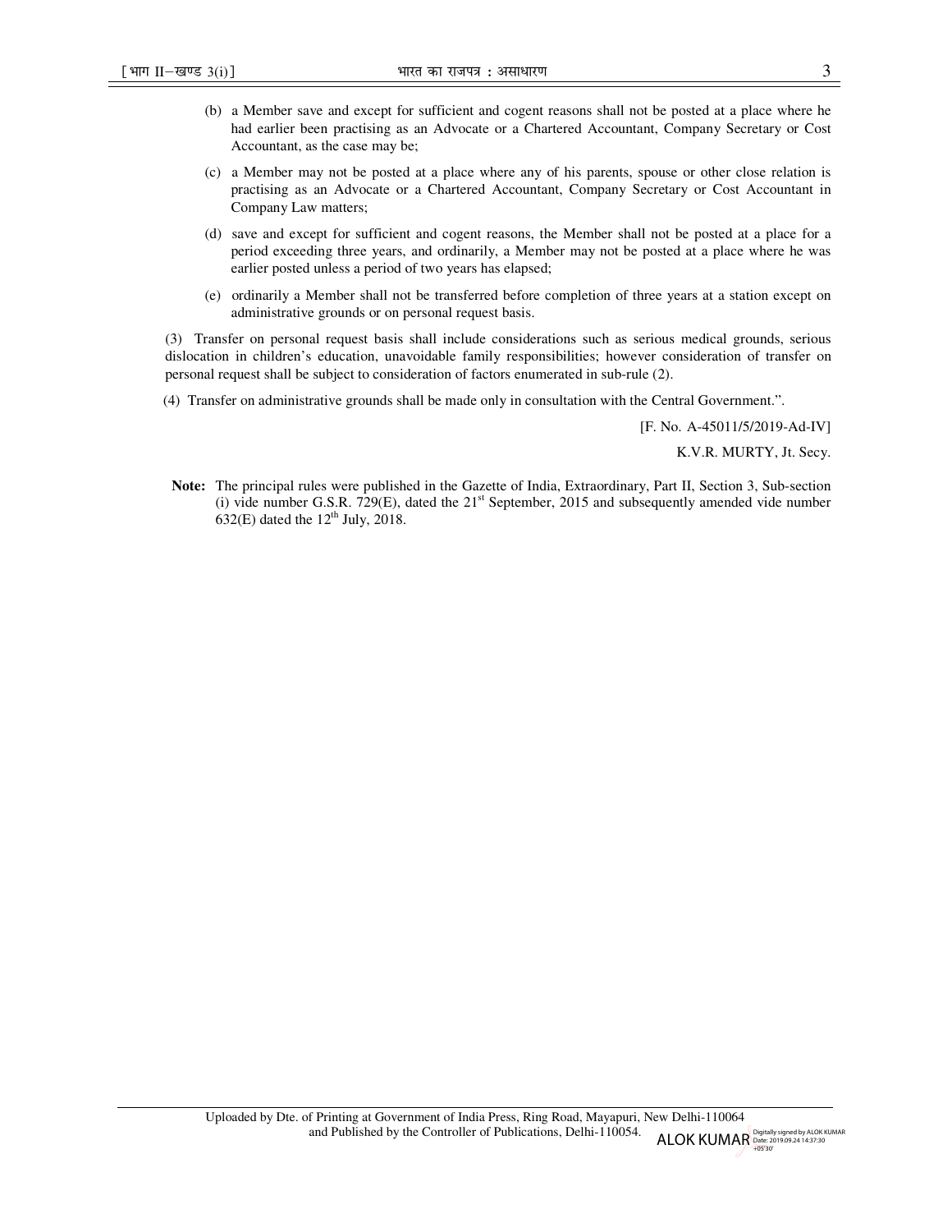(b) a Member save and except for sufficient and cogent reasons shall not be posted at a place where he had earlier been practising as an Advocate or a Chartered Accountant, Company Secretary or Cost Accountant, as the case may be;

(c) a Member may not be posted at a place where any of his parents, spouse or other close relation is practising as an Advocate or a Chartered Accountant, Company Secretary or Cost Accountant in Company Law matters;

(d) save and except for sufficient and cogent reasons, the Member shall not be posted at a place for a period exceeding three years, and ordinarily, a Member may not be posted at a place where he was earlier posted unless a period of two years has elapsed;

(e) ordinarily a Member shall not be transferred before completion of three years at a station except on administrative grounds or on personal request basis.

(3) Transfer on personal request basis shall include considerations such as serious medical grounds, serious dislocation in children's education, unavoidable family responsibilities; however consideration of transfer on personal request shall be subject to consideration of factors enumerated in sub-rule (2).

(4) Transfer on administrative grounds shall be made only in consultation with the Central Government.".

[F. No. A-45011/5/2019-Ad-IV]

K.V.R. MURTY, Jt. Secy.

**Note:** The principal rules were published in the Gazette of India, Extraordinary, Part II, Section 3, Sub-section (i) vide number G.S.R. 729(E), dated the 21st September, 2015 and subsequently amended vide number 632(E) dated the 12th July, 2018.

Uploaded by Dte. of Printing at Government of India Press, Ring Road, Mayapuri, New Delhi-110064 and Published by the Controller of Publications, Delhi-110054.

ALOK KUMAR Digitally signed by ALOK KUMAR Date: 2019.09.24 14:37:30 +05'30'